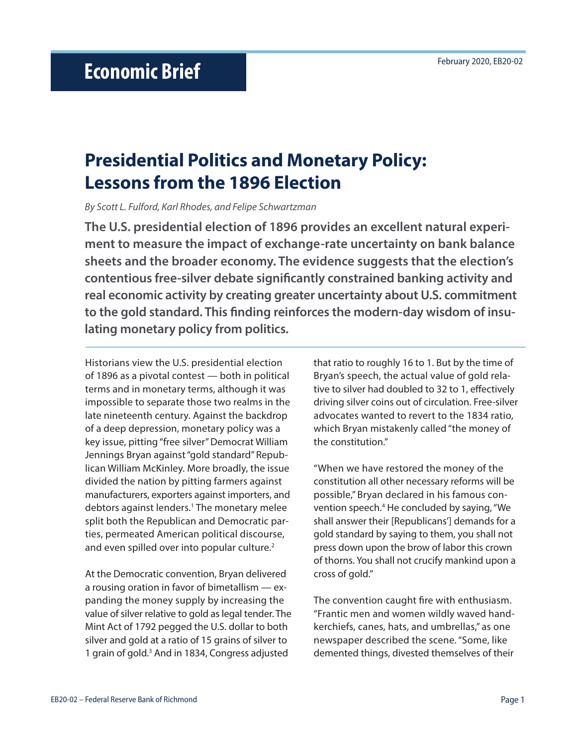# Economic Brief

February 2020, EB20-02

## Presidential Politics and Monetary Policy: Lessons from the 1896 Election

*By Scott L. Fulford, Karl Rhodes, and Felipe Schwartzman*

**The U.S. presidential election of 1896 provides an excellent natural experiment to measure the impact of exchange-rate uncertainty on bank balance sheets and the broader economy. The evidence suggests that the election's contentious free-silver debate significantly constrained banking activity and real economic activity by creating greater uncertainty about U.S. commitment to the gold standard. This finding reinforces the modern-day wisdom of insulating monetary policy from politics.**

Historians view the U.S. presidential election of 1896 as a pivotal contest — both in political terms and in monetary terms, although it was impossible to separate those two realms in the late nineteenth century. Against the backdrop of a deep depression, monetary policy was a key issue, pitting "free silver" Democrat William Jennings Bryan against "gold standard" Republican William McKinley. More broadly, the issue divided the nation by pitting farmers against manufacturers, exporters against importers, and debtors against lenders.[1] The monetary melee split both the Republican and Democratic parties, permeated American political discourse, and even spilled over into popular culture.[2]

At the Democratic convention, Bryan delivered a rousing oration in favor of bimetallism — expanding the money supply by increasing the value of silver relative to gold as legal tender. The Mint Act of 1792 pegged the U.S. dollar to both silver and gold at a ratio of 15 grains of silver to 1 grain of gold.[3] And in 1834, Congress adjusted that ratio to roughly 16 to 1. But by the time of Bryan's speech, the actual value of gold relative to silver had doubled to 32 to 1, effectively driving silver coins out of circulation. Free-silver advocates wanted to revert to the 1834 ratio, which Bryan mistakenly called "the money of the constitution."

"When we have restored the money of the constitution all other necessary reforms will be possible," Bryan declared in his famous convention speech.[4] He concluded by saying, "We shall answer their [Republicans'] demands for a gold standard by saying to them, you shall not press down upon the brow of labor this crown of thorns. You shall not crucify mankind upon a cross of gold."

The convention caught fire with enthusiasm. "Frantic men and women wildly waved handkerchiefs, canes, hats, and umbrellas," as one newspaper described the scene. "Some, like demented things, divested themselves of their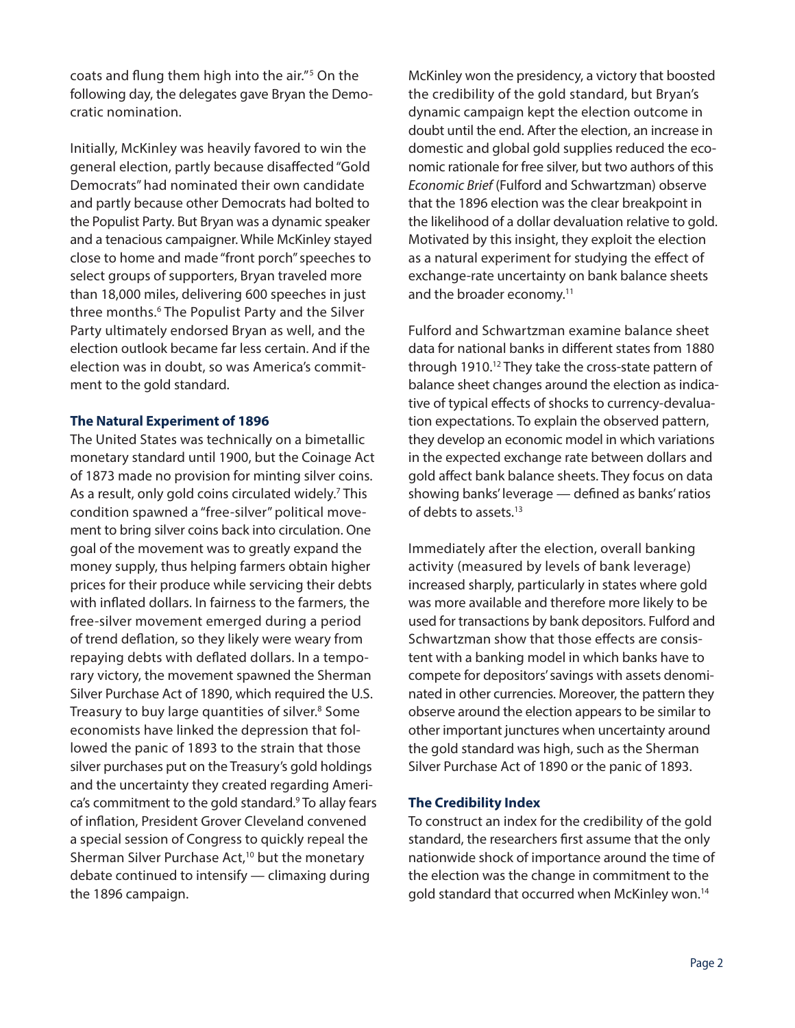coats and flung them high into the air."[5] On the following day, the delegates gave Bryan the Democratic nomination.

Initially, McKinley was heavily favored to win the general election, partly because disaffected "Gold Democrats" had nominated their own candidate and partly because other Democrats had bolted to the Populist Party. But Bryan was a dynamic speaker and a tenacious campaigner. While McKinley stayed close to home and made "front porch" speeches to select groups of supporters, Bryan traveled more than 18,000 miles, delivering 600 speeches in just three months.[6] The Populist Party and the Silver Party ultimately endorsed Bryan as well, and the election outlook became far less certain. And if the election was in doubt, so was America's commitment to the gold standard.

### The Natural Experiment of 1896

The United States was technically on a bimetallic monetary standard until 1900, but the Coinage Act of 1873 made no provision for minting silver coins. As a result, only gold coins circulated widely.[7] This condition spawned a "free-silver" political movement to bring silver coins back into circulation. One goal of the movement was to greatly expand the money supply, thus helping farmers obtain higher prices for their produce while servicing their debts with inflated dollars. In fairness to the farmers, the free-silver movement emerged during a period of trend deflation, so they likely were weary from repaying debts with deflated dollars. In a temporary victory, the movement spawned the Sherman Silver Purchase Act of 1890, which required the U.S. Treasury to buy large quantities of silver.[8] Some economists have linked the depression that followed the panic of 1893 to the strain that those silver purchases put on the Treasury's gold holdings and the uncertainty they created regarding America's commitment to the gold standard.[9] To allay fears of inflation, President Grover Cleveland convened a special session of Congress to quickly repeal the Sherman Silver Purchase Act,[10] but the monetary debate continued to intensify — climaxing during the 1896 campaign.

McKinley won the presidency, a victory that boosted the credibility of the gold standard, but Bryan's dynamic campaign kept the election outcome in doubt until the end. After the election, an increase in domestic and global gold supplies reduced the economic rationale for free silver, but two authors of this *Economic Brief* (Fulford and Schwartzman) observe that the 1896 election was the clear breakpoint in the likelihood of a dollar devaluation relative to gold. Motivated by this insight, they exploit the election as a natural experiment for studying the effect of exchange-rate uncertainty on bank balance sheets and the broader economy.[11]

Fulford and Schwartzman examine balance sheet data for national banks in different states from 1880 through 1910.[12] They take the cross-state pattern of balance sheet changes around the election as indicative of typical effects of shocks to currency-devaluation expectations. To explain the observed pattern, they develop an economic model in which variations in the expected exchange rate between dollars and gold affect bank balance sheets. They focus on data showing banks' leverage — defined as banks' ratios of debts to assets.[13]

Immediately after the election, overall banking activity (measured by levels of bank leverage) increased sharply, particularly in states where gold was more available and therefore more likely to be used for transactions by bank depositors. Fulford and Schwartzman show that those effects are consistent with a banking model in which banks have to compete for depositors' savings with assets denominated in other currencies. Moreover, the pattern they observe around the election appears to be similar to other important junctures when uncertainty around the gold standard was high, such as the Sherman Silver Purchase Act of 1890 or the panic of 1893.

### The Credibility Index

To construct an index for the credibility of the gold standard, the researchers first assume that the only nationwide shock of importance around the time of the election was the change in commitment to the gold standard that occurred when McKinley won.[14]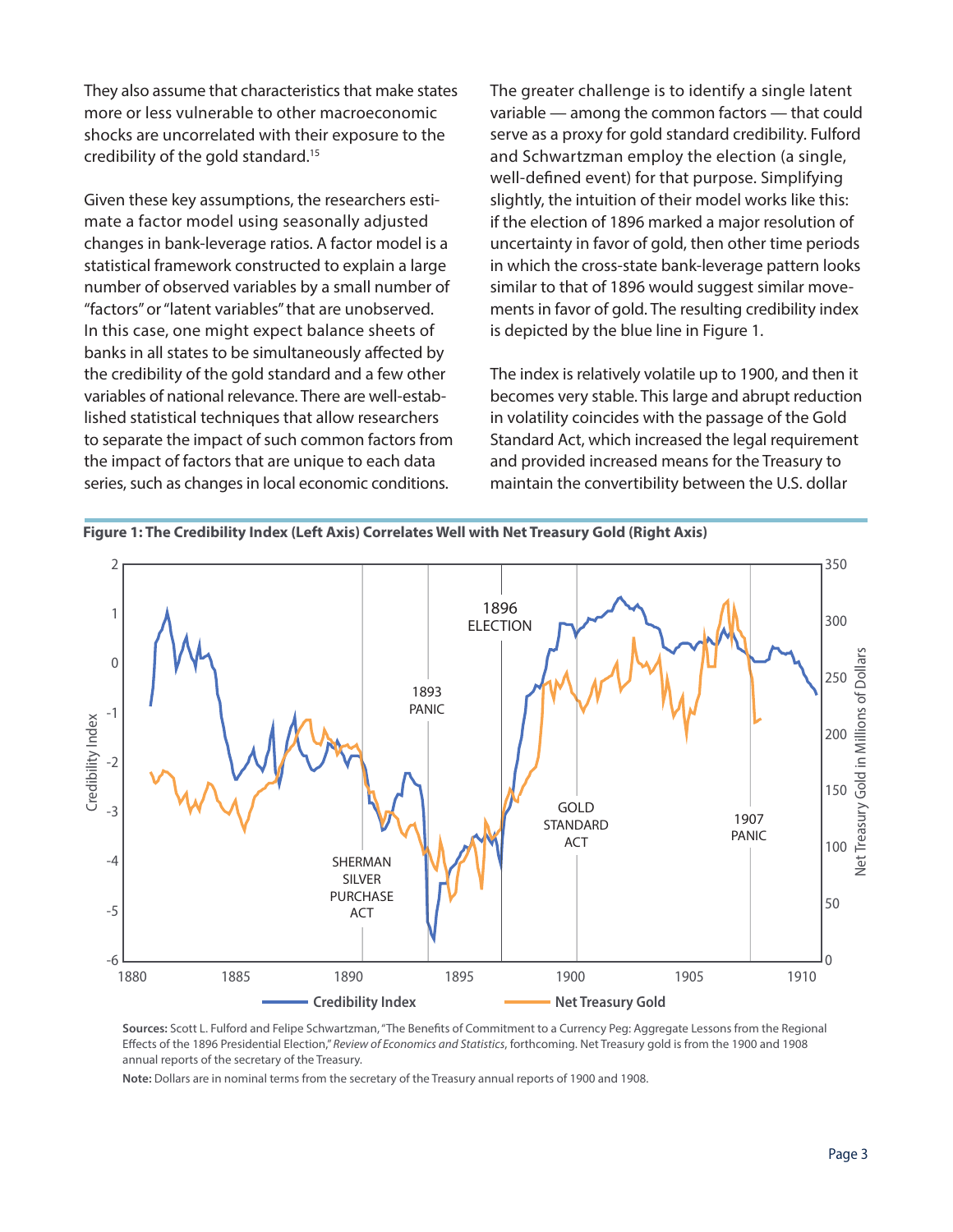They also assume that characteristics that make states more or less vulnerable to other macroeconomic shocks are uncorrelated with their exposure to the credibility of the gold standard.[15]

Given these key assumptions, the researchers estimate a factor model using seasonally adjusted changes in bank-leverage ratios. A factor model is a statistical framework constructed to explain a large number of observed variables by a small number of "factors" or "latent variables" that are unobserved. In this case, one might expect balance sheets of banks in all states to be simultaneously affected by the credibility of the gold standard and a few other variables of national relevance. There are well-established statistical techniques that allow researchers to separate the impact of such common factors from the impact of factors that are unique to each data series, such as changes in local economic conditions.

The greater challenge is to identify a single latent variable — among the common factors — that could serve as a proxy for gold standard credibility. Fulford and Schwartzman employ the election (a single, well-defined event) for that purpose. Simplifying slightly, the intuition of their model works like this: if the election of 1896 marked a major resolution of uncertainty in favor of gold, then other time periods in which the cross-state bank-leverage pattern looks similar to that of 1896 would suggest similar movements in favor of gold. The resulting credibility index is depicted by the blue line in Figure 1.

The index is relatively volatile up to 1900, and then it becomes very stable. This large and abrupt reduction in volatility coincides with the passage of the Gold Standard Act, which increased the legal requirement and provided increased means for the Treasury to maintain the convertibility between the U.S. dollar

**Figure 1: The Credibility Index (Left Axis) Correlates Well with Net Treasury Gold (Right Axis)**

**Sources:** Scott L. Fulford and Felipe Schwartzman, "The Benefits of Commitment to a Currency Peg: Aggregate Lessons from the Regional Effects of the 1896 Presidential Election," *Review of Economics and Statistics*, forthcoming. Net Treasury gold is from the 1900 and 1908 annual reports of the secretary of the Treasury.

**Note:** Dollars are in nominal terms from the secretary of the Treasury annual reports of 1900 and 1908.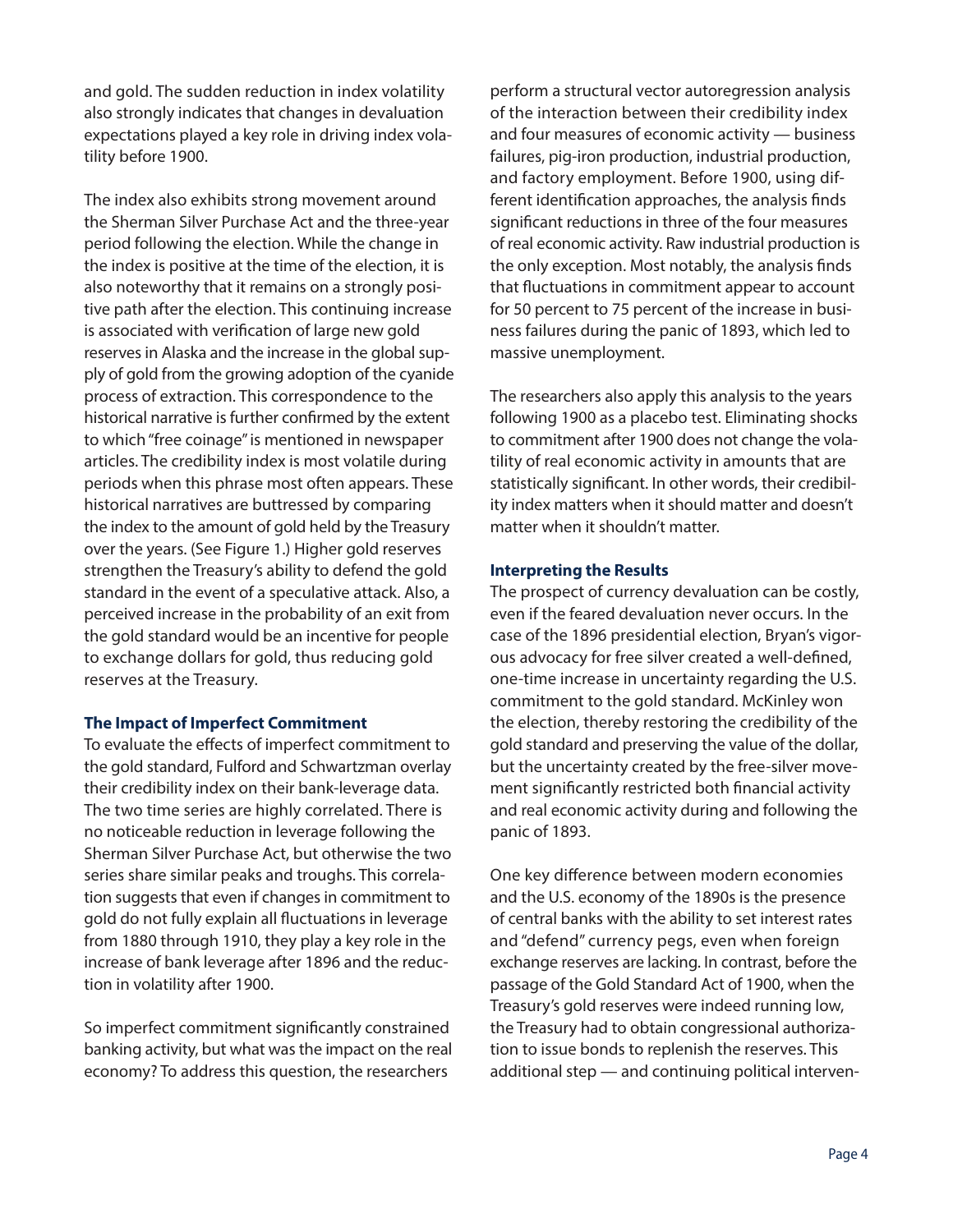and gold. The sudden reduction in index volatility also strongly indicates that changes in devaluation expectations played a key role in driving index volatility before 1900.

The index also exhibits strong movement around the Sherman Silver Purchase Act and the three-year period following the election. While the change in the index is positive at the time of the election, it is also noteworthy that it remains on a strongly positive path after the election. This continuing increase is associated with verification of large new gold reserves in Alaska and the increase in the global supply of gold from the growing adoption of the cyanide process of extraction. This correspondence to the historical narrative is further confirmed by the extent to which "free coinage" is mentioned in newspaper articles. The credibility index is most volatile during periods when this phrase most often appears. These historical narratives are buttressed by comparing the index to the amount of gold held by the Treasury over the years. (See Figure 1.) Higher gold reserves strengthen the Treasury's ability to defend the gold standard in the event of a speculative attack. Also, a perceived increase in the probability of an exit from the gold standard would be an incentive for people to exchange dollars for gold, thus reducing gold reserves at the Treasury.

### The Impact of Imperfect Commitment

To evaluate the effects of imperfect commitment to the gold standard, Fulford and Schwartzman overlay their credibility index on their bank-leverage data. The two time series are highly correlated. There is no noticeable reduction in leverage following the Sherman Silver Purchase Act, but otherwise the two series share similar peaks and troughs. This correlation suggests that even if changes in commitment to gold do not fully explain all fluctuations in leverage from 1880 through 1910, they play a key role in the increase of bank leverage after 1896 and the reduction in volatility after 1900.

So imperfect commitment significantly constrained banking activity, but what was the impact on the real economy? To address this question, the researchers perform a structural vector autoregression analysis of the interaction between their credibility index and four measures of economic activity — business failures, pig-iron production, industrial production, and factory employment. Before 1900, using different identification approaches, the analysis finds significant reductions in three of the four measures of real economic activity. Raw industrial production is the only exception. Most notably, the analysis finds that fluctuations in commitment appear to account for 50 percent to 75 percent of the increase in business failures during the panic of 1893, which led to massive unemployment.

The researchers also apply this analysis to the years following 1900 as a placebo test. Eliminating shocks to commitment after 1900 does not change the volatility of real economic activity in amounts that are statistically significant. In other words, their credibility index matters when it should matter and doesn't matter when it shouldn't matter.

### Interpreting the Results

The prospect of currency devaluation can be costly, even if the feared devaluation never occurs. In the case of the 1896 presidential election, Bryan's vigorous advocacy for free silver created a well-defined, one-time increase in uncertainty regarding the U.S. commitment to the gold standard. McKinley won the election, thereby restoring the credibility of the gold standard and preserving the value of the dollar, but the uncertainty created by the free-silver movement significantly restricted both financial activity and real economic activity during and following the panic of 1893.

One key difference between modern economies and the U.S. economy of the 1890s is the presence of central banks with the ability to set interest rates and "defend" currency pegs, even when foreign exchange reserves are lacking. In contrast, before the passage of the Gold Standard Act of 1900, when the Treasury's gold reserves were indeed running low, the Treasury had to obtain congressional authorization to issue bonds to replenish the reserves. This additional step — and continuing political interven-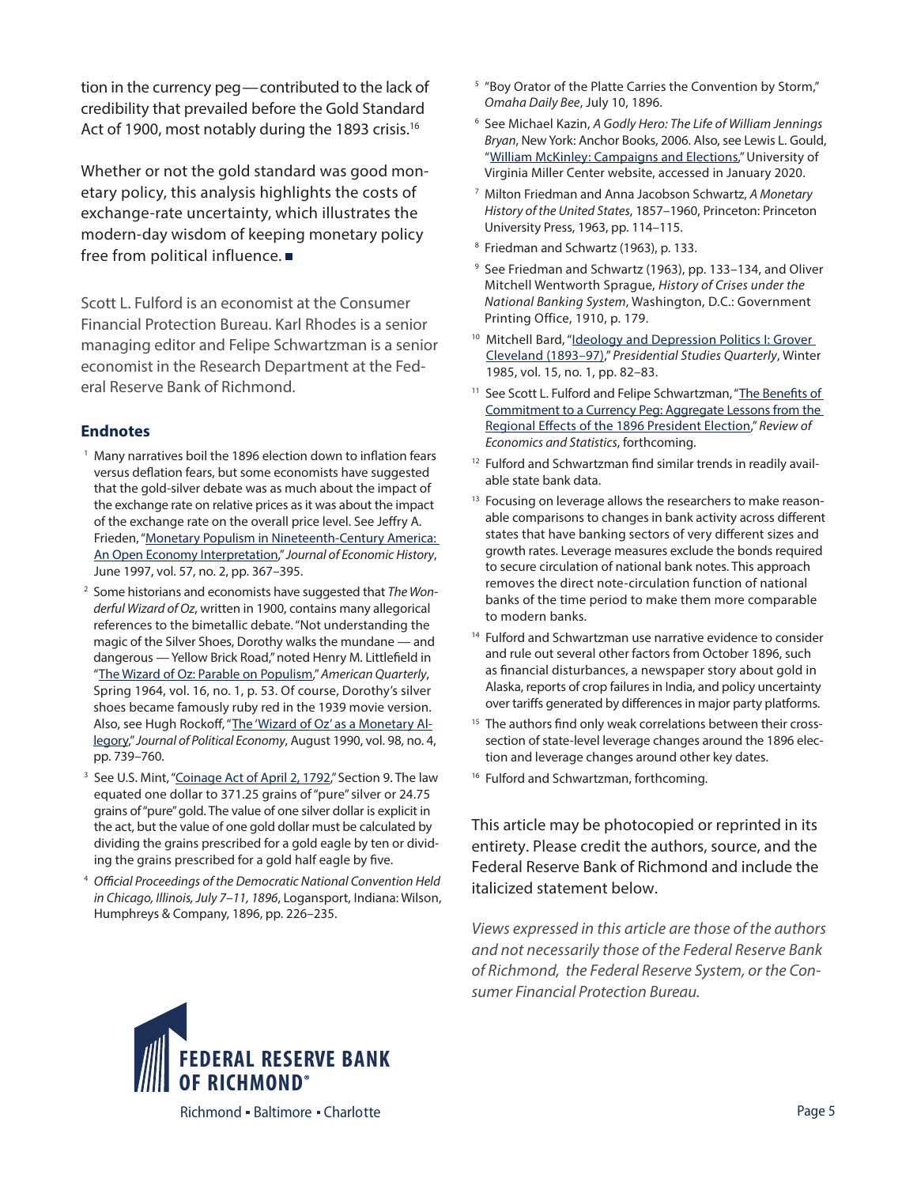tion in the currency peg—contributed to the lack of credibility that prevailed before the Gold Standard Act of 1900, most notably during the 1893 crisis.[16]

Whether or not the gold standard was good monetary policy, this analysis highlights the costs of exchange-rate uncertainty, which illustrates the modern-day wisdom of keeping monetary policy free from political influence. ■

Scott L. Fulford is an economist at the Consumer Financial Protection Bureau. Karl Rhodes is a senior managing editor and Felipe Schwartzman is a senior economist in the Research Department at the Federal Reserve Bank of Richmond.

## Endnotes

1. Many narratives boil the 1896 election down to inflation fears versus deflation fears, but some economists have suggested that the gold-silver debate was as much about the impact of the exchange rate on relative prices as it was about the impact of the exchange rate on the overall price level. See Jeffry A. Frieden, "Monetary Populism in Nineteenth-Century America: An Open Economy Interpretation," *Journal of Economic History*, June 1997, vol. 57, no. 2, pp. 367–395.
2. Some historians and economists have suggested that *The Wonderful Wizard of Oz*, written in 1900, contains many allegorical references to the bimetallic debate. "Not understanding the magic of the Silver Shoes, Dorothy walks the mundane — and dangerous — Yellow Brick Road," noted Henry M. Littlefield in "The Wizard of Oz: Parable on Populism," *American Quarterly*, Spring 1964, vol. 16, no. 1, p. 53. Of course, Dorothy's silver shoes became famously ruby red in the 1939 movie version. Also, see Hugh Rockoff, "The 'Wizard of Oz' as a Monetary Allegory," *Journal of Political Economy*, August 1990, vol. 98, no. 4, pp. 739–760.
3. See U.S. Mint, "Coinage Act of April 2, 1792," Section 9. The law equated one dollar to 371.25 grains of "pure" silver or 24.75 grains of "pure" gold. The value of one silver dollar is explicit in the act, but the value of one gold dollar must be calculated by dividing the grains prescribed for a gold eagle by ten or dividing the grains prescribed for a gold half eagle by five.
4. *Official Proceedings of the Democratic National Convention Held in Chicago, Illinois, July 7–11, 1896*, Logansport, Indiana: Wilson, Humphreys & Company, 1896, pp. 226–235.
5. "Boy Orator of the Platte Carries the Convention by Storm," *Omaha Daily Bee*, July 10, 1896.
6. See Michael Kazin, *A Godly Hero: The Life of William Jennings Bryan*, New York: Anchor Books, 2006. Also, see Lewis L. Gould, "William McKinley: Campaigns and Elections," University of Virginia Miller Center website, accessed in January 2020.
7. Milton Friedman and Anna Jacobson Schwartz, *A Monetary History of the United States*, 1857–1960, Princeton: Princeton University Press, 1963, pp. 114–115.
8. Friedman and Schwartz (1963), p. 133.
9. See Friedman and Schwartz (1963), pp. 133–134, and Oliver Mitchell Wentworth Sprague, *History of Crises under the National Banking System*, Washington, D.C.: Government Printing Office, 1910, p. 179.
10. Mitchell Bard, "Ideology and Depression Politics I: Grover Cleveland (1893–97)," *Presidential Studies Quarterly*, Winter 1985, vol. 15, no. 1, pp. 82–83.
11. See Scott L. Fulford and Felipe Schwartzman, "The Benefits of Commitment to a Currency Peg: Aggregate Lessons from the Regional Effects of the 1896 President Election," *Review of Economics and Statistics*, forthcoming.
12. Fulford and Schwartzman find similar trends in readily available state bank data.
13. Focusing on leverage allows the researchers to make reasonable comparisons to changes in bank activity across different states that have banking sectors of very different sizes and growth rates. Leverage measures exclude the bonds required to secure circulation of national bank notes. This approach removes the direct note-circulation function of national banks of the time period to make them more comparable to modern banks.
14. Fulford and Schwartzman use narrative evidence to consider and rule out several other factors from October 1896, such as financial disturbances, a newspaper story about gold in Alaska, reports of crop failures in India, and policy uncertainty over tariffs generated by differences in major party platforms.
15. The authors find only weak correlations between their cross-section of state-level leverage changes around the 1896 election and leverage changes around other key dates.
16. Fulford and Schwartzman, forthcoming.

This article may be photocopied or reprinted in its entirety. Please credit the authors, source, and the Federal Reserve Bank of Richmond and include the italicized statement below.

*Views expressed in this article are those of the authors and not necessarily those of the Federal Reserve Bank of Richmond, the Federal Reserve System, or the Consumer Financial Protection Bureau.*

FEDERAL RESERVE BANK OF RICHMOND®

Richmond ▪ Baltimore ▪ Charlotte